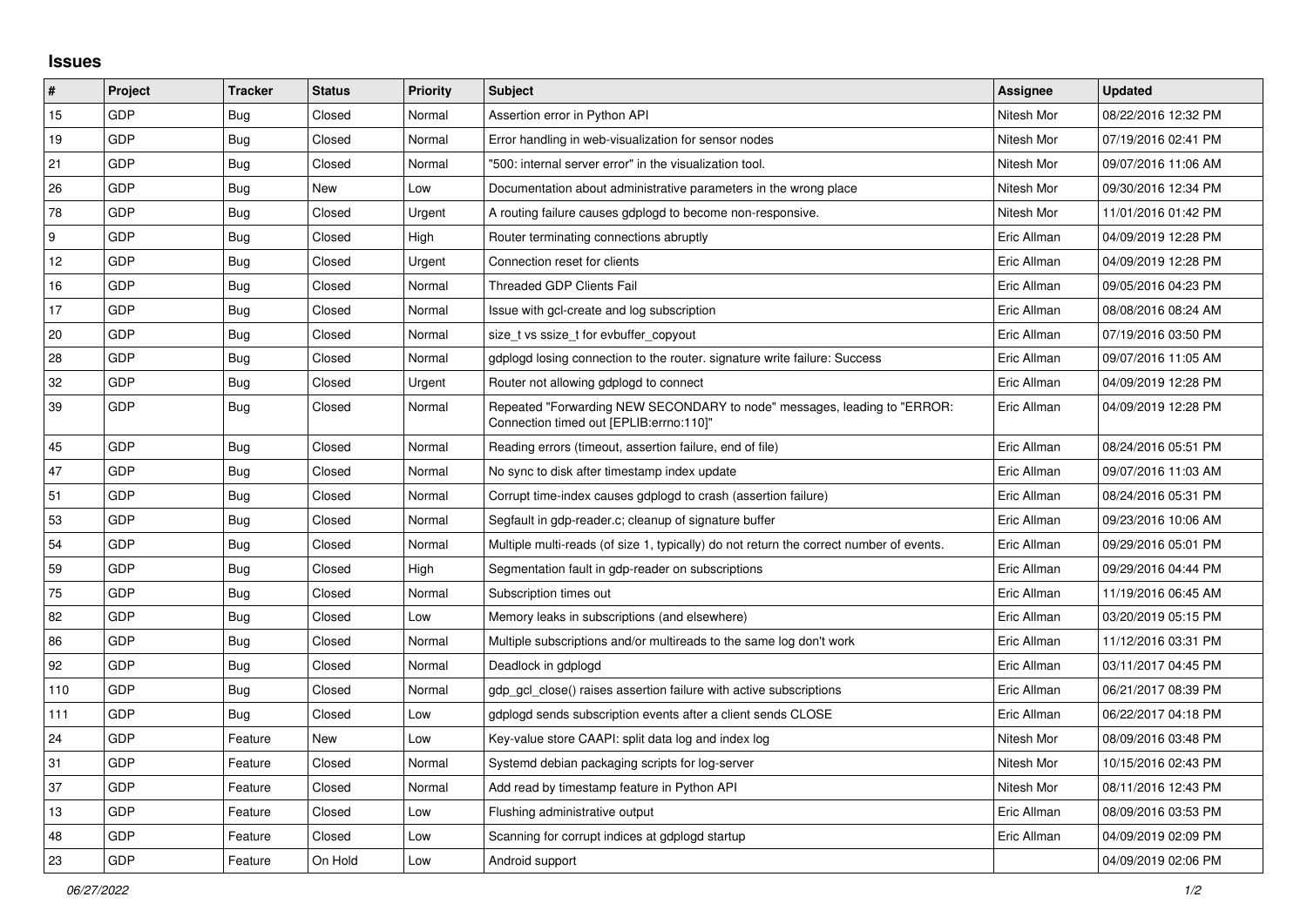# Issues

| # | Project | Tracker | Status | Priority | Subject | Assignee | Updated |
|---|---|---|---|---|---|---|---|
| 15 | GDP | Bug | Closed | Normal | Assertion error in Python API | Nitesh Mor | 08/22/2016 12:32 PM |
| 19 | GDP | Bug | Closed | Normal | Error handling in web-visualization for sensor nodes | Nitesh Mor | 07/19/2016 02:41 PM |
| 21 | GDP | Bug | Closed | Normal | "500: internal server error" in the visualization tool. | Nitesh Mor | 09/07/2016 11:06 AM |
| 26 | GDP | Bug | New | Low | Documentation about administrative parameters in the wrong place | Nitesh Mor | 09/30/2016 12:34 PM |
| 78 | GDP | Bug | Closed | Urgent | A routing failure causes gdplogd to become non-responsive. | Nitesh Mor | 11/01/2016 01:42 PM |
| 9 | GDP | Bug | Closed | High | Router terminating connections abruptly | Eric Allman | 04/09/2019 12:28 PM |
| 12 | GDP | Bug | Closed | Urgent | Connection reset for clients | Eric Allman | 04/09/2019 12:28 PM |
| 16 | GDP | Bug | Closed | Normal | Threaded GDP Clients Fail | Eric Allman | 09/05/2016 04:23 PM |
| 17 | GDP | Bug | Closed | Normal | Issue with gcl-create and log subscription | Eric Allman | 08/08/2016 08:24 AM |
| 20 | GDP | Bug | Closed | Normal | size_t vs ssize_t for evbuffer_copyout | Eric Allman | 07/19/2016 03:50 PM |
| 28 | GDP | Bug | Closed | Normal | gdplogd losing connection to the router. signature write failure: Success | Eric Allman | 09/07/2016 11:05 AM |
| 32 | GDP | Bug | Closed | Urgent | Router not allowing gdplogd to connect | Eric Allman | 04/09/2019 12:28 PM |
| 39 | GDP | Bug | Closed | Normal | Repeated "Forwarding NEW SECONDARY to node" messages, leading to "ERROR: Connection timed out [EPLIB:errno:110]" | Eric Allman | 04/09/2019 12:28 PM |
| 45 | GDP | Bug | Closed | Normal | Reading errors (timeout, assertion failure, end of file) | Eric Allman | 08/24/2016 05:51 PM |
| 47 | GDP | Bug | Closed | Normal | No sync to disk after timestamp index update | Eric Allman | 09/07/2016 11:03 AM |
| 51 | GDP | Bug | Closed | Normal | Corrupt time-index causes gdplogd to crash (assertion failure) | Eric Allman | 08/24/2016 05:31 PM |
| 53 | GDP | Bug | Closed | Normal | Segfault in gdp-reader.c; cleanup of signature buffer | Eric Allman | 09/23/2016 10:06 AM |
| 54 | GDP | Bug | Closed | Normal | Multiple multi-reads (of size 1, typically) do not return the correct number of events. | Eric Allman | 09/29/2016 05:01 PM |
| 59 | GDP | Bug | Closed | High | Segmentation fault in gdp-reader on subscriptions | Eric Allman | 09/29/2016 04:44 PM |
| 75 | GDP | Bug | Closed | Normal | Subscription times out | Eric Allman | 11/19/2016 06:45 AM |
| 82 | GDP | Bug | Closed | Low | Memory leaks in subscriptions (and elsewhere) | Eric Allman | 03/20/2019 05:15 PM |
| 86 | GDP | Bug | Closed | Normal | Multiple subscriptions and/or multireads to the same log don't work | Eric Allman | 11/12/2016 03:31 PM |
| 92 | GDP | Bug | Closed | Normal | Deadlock in gdplogd | Eric Allman | 03/11/2017 04:45 PM |
| 110 | GDP | Bug | Closed | Normal | gdp_gcl_close() raises assertion failure with active subscriptions | Eric Allman | 06/21/2017 08:39 PM |
| 111 | GDP | Bug | Closed | Low | gdplogd sends subscription events after a client sends CLOSE | Eric Allman | 06/22/2017 04:18 PM |
| 24 | GDP | Feature | New | Low | Key-value store CAAPI: split data log and index log | Nitesh Mor | 08/09/2016 03:48 PM |
| 31 | GDP | Feature | Closed | Normal | Systemd debian packaging scripts for log-server | Nitesh Mor | 10/15/2016 02:43 PM |
| 37 | GDP | Feature | Closed | Normal | Add read by timestamp feature in Python API | Nitesh Mor | 08/11/2016 12:43 PM |
| 13 | GDP | Feature | Closed | Low | Flushing administrative output | Eric Allman | 08/09/2016 03:53 PM |
| 48 | GDP | Feature | Closed | Low | Scanning for corrupt indices at gdplogd startup | Eric Allman | 04/09/2019 02:09 PM |
| 23 | GDP | Feature | On Hold | Low | Android support | | 04/09/2019 02:06 PM |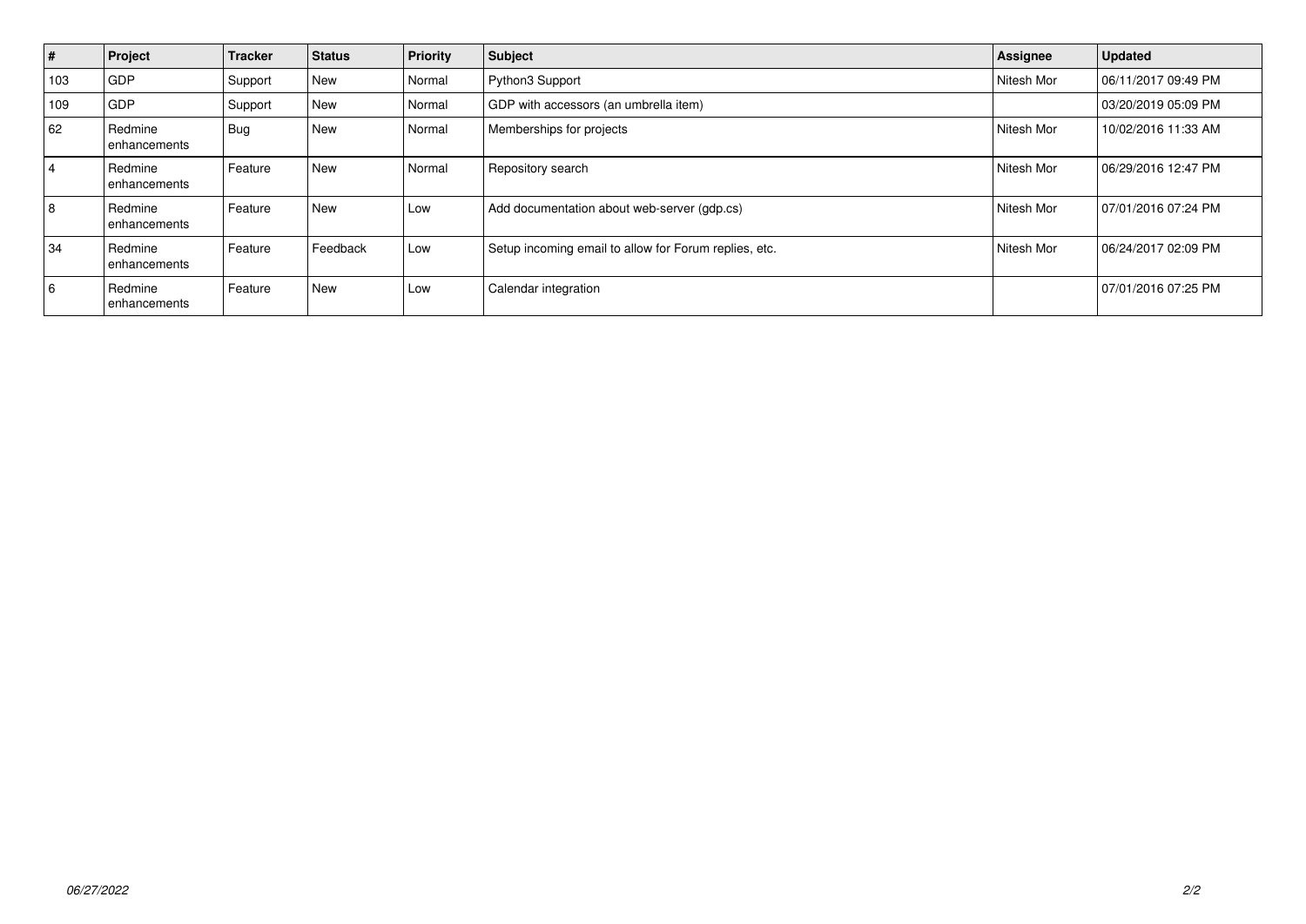| # | Project | Tracker | Status | Priority | Subject | Assignee | Updated |
|---|---|---|---|---|---|---|---|
| 103 | GDP | Support | New | Normal | Python3 Support | Nitesh Mor | 06/11/2017 09:49 PM |
| 109 | GDP | Support | New | Normal | GDP with accessors (an umbrella item) | | 03/20/2019 05:09 PM |
| 62 | Redmine enhancements | Bug | New | Normal | Memberships for projects | Nitesh Mor | 10/02/2016 11:33 AM |
| 4 | Redmine enhancements | Feature | New | Normal | Repository search | Nitesh Mor | 06/29/2016 12:47 PM |
| 8 | Redmine enhancements | Feature | New | Low | Add documentation about web-server (gdp.cs) | Nitesh Mor | 07/01/2016 07:24 PM |
| 34 | Redmine enhancements | Feature | Feedback | Low | Setup incoming email to allow for Forum replies, etc. | Nitesh Mor | 06/24/2017 02:09 PM |
| 6 | Redmine enhancements | Feature | New | Low | Calendar integration | | 07/01/2016 07:25 PM |